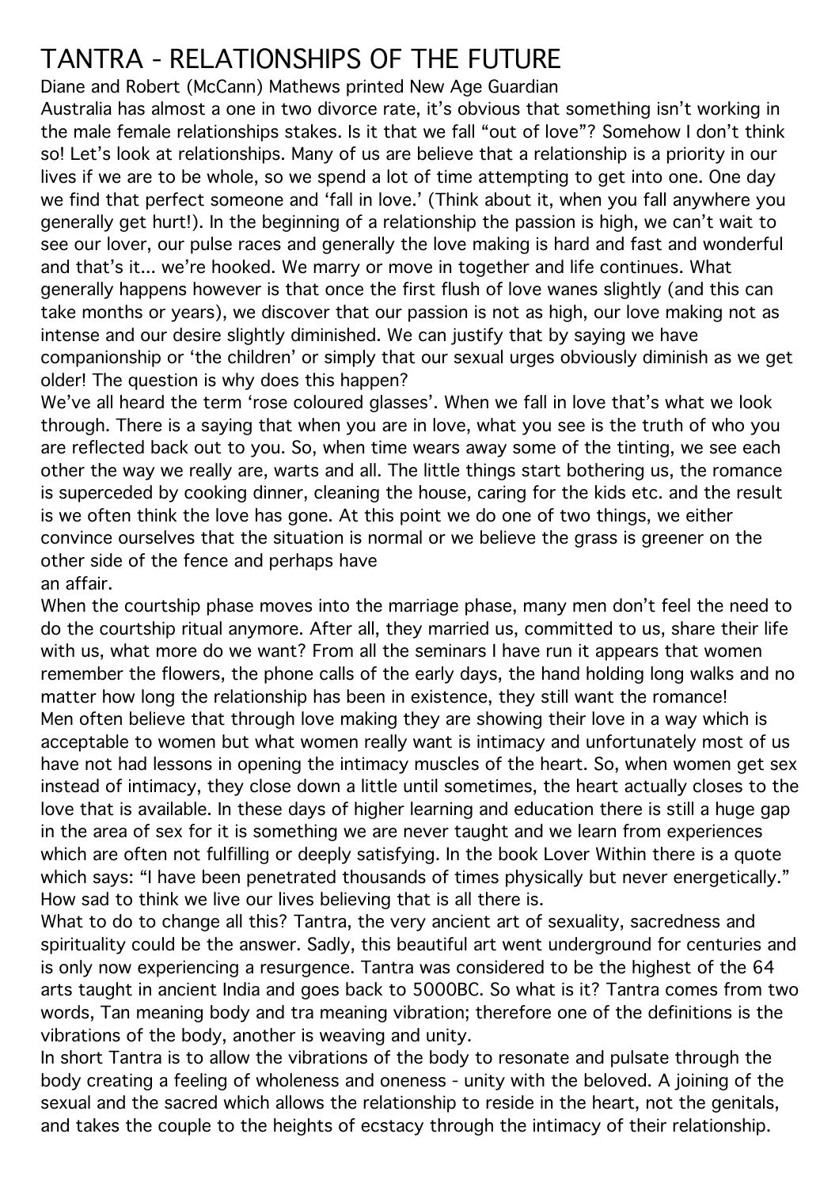# TANTRA - RELATIONSHIPS OF THE FUTURE

Diane and Robert (McCann) Mathews printed New Age Guardian

Australia has almost a one in two divorce rate, it's obvious that something isn't working in the male female relationships stakes. Is it that we fall "out of love"? Somehow I don't think so! Let's look at relationships. Many of us are believe that a relationship is a priority in our lives if we are to be whole, so we spend a lot of time attempting to get into one. One day we find that perfect someone and 'fall in love.' (Think about it, when you fall anywhere you generally get hurt!). In the beginning of a relationship the passion is high, we can't wait to see our lover, our pulse races and generally the love making is hard and fast and wonderful and that's it... we're hooked. We marry or move in together and life continues. What generally happens however is that once the first flush of love wanes slightly (and this can take months or years), we discover that our passion is not as high, our love making not as intense and our desire slightly diminished. We can justify that by saying we have companionship or 'the children' or simply that our sexual urges obviously diminish as we get older! The question is why does this happen?

We've all heard the term 'rose coloured glasses'. When we fall in love that's what we look through. There is a saying that when you are in love, what you see is the truth of who you are reflected back out to you. So, when time wears away some of the tinting, we see each other the way we really are, warts and all. The little things start bothering us, the romance is superceded by cooking dinner, cleaning the house, caring for the kids etc. and the result is we often think the love has gone. At this point we do one of two things, we either convince ourselves that the situation is normal or we believe the grass is greener on the other side of the fence and perhaps have an affair.

When the courtship phase moves into the marriage phase, many men don't feel the need to do the courtship ritual anymore. After all, they married us, committed to us, share their life with us, what more do we want? From all the seminars I have run it appears that women remember the flowers, the phone calls of the early days, the hand holding long walks and no matter how long the relationship has been in existence, they still want the romance!

Men often believe that through love making they are showing their love in a way which is acceptable to women but what women really want is intimacy and unfortunately most of us have not had lessons in opening the intimacy muscles of the heart. So, when women get sex instead of intimacy, they close down a little until sometimes, the heart actually closes to the love that is available. In these days of higher learning and education there is still a huge gap in the area of sex for it is something we are never taught and we learn from experiences which are often not fulfilling or deeply satisfying. In the book Lover Within there is a quote which says: "I have been penetrated thousands of times physically but never energetically." How sad to think we live our lives believing that is all there is.

What to do to change all this? Tantra, the very ancient art of sexuality, sacredness and spirituality could be the answer. Sadly, this beautiful art went underground for centuries and is only now experiencing a resurgence. Tantra was considered to be the highest of the 64 arts taught in ancient India and goes back to 5000BC. So what is it? Tantra comes from two words, Tan meaning body and tra meaning vibration; therefore one of the definitions is the vibrations of the body, another is weaving and unity.

In short Tantra is to allow the vibrations of the body to resonate and pulsate through the body creating a feeling of wholeness and oneness - unity with the beloved. A joining of the sexual and the sacred which allows the relationship to reside in the heart, not the genitals, and takes the couple to the heights of ecstacy through the intimacy of their relationship.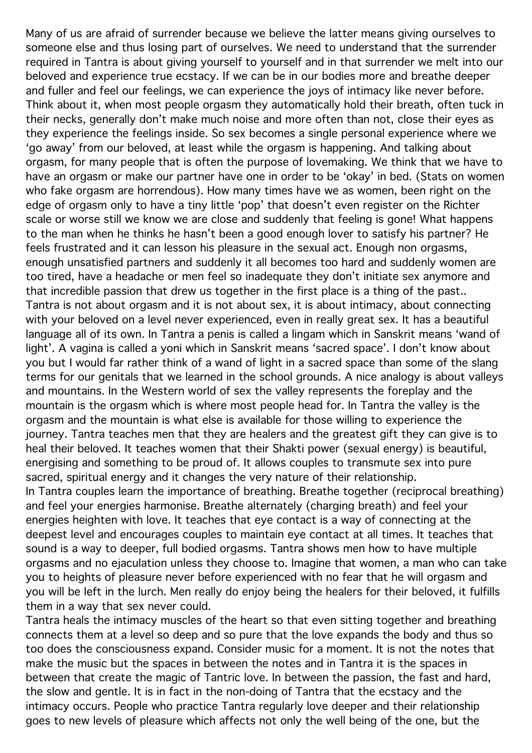Many of us are afraid of surrender because we believe the latter means giving ourselves to someone else and thus losing part of ourselves. We need to understand that the surrender required in Tantra is about giving yourself to yourself and in that surrender we melt into our beloved and experience true ecstacy. If we can be in our bodies more and breathe deeper and fuller and feel our feelings, we can experience the joys of intimacy like never before. Think about it, when most people orgasm they automatically hold their breath, often tuck in their necks, generally don't make much noise and more often than not, close their eyes as they experience the feelings inside. So sex becomes a single personal experience where we 'go away' from our beloved, at least while the orgasm is happening. And talking about orgasm, for many people that is often the purpose of lovemaking. We think that we have to have an orgasm or make our partner have one in order to be 'okay' in bed. (Stats on women who fake orgasm are horrendous). How many times have we as women, been right on the edge of orgasm only to have a tiny little 'pop' that doesn't even register on the Richter scale or worse still we know we are close and suddenly that feeling is gone! What happens to the man when he thinks he hasn't been a good enough lover to satisfy his partner? He feels frustrated and it can lesson his pleasure in the sexual act. Enough non orgasms, enough unsatisfied partners and suddenly it all becomes too hard and suddenly women are too tired, have a headache or men feel so inadequate they don't initiate sex anymore and that incredible passion that drew us together in the first place is a thing of the past.. Tantra is not about orgasm and it is not about sex, it is about intimacy, about connecting with your beloved on a level never experienced, even in really great sex. It has a beautiful language all of its own. In Tantra a penis is called a lingam which in Sanskrit means 'wand of light'. A vagina is called a yoni which in Sanskrit means 'sacred space'. I don't know about you but I would far rather think of a wand of light in a sacred space than some of the slang terms for our genitals that we learned in the school grounds. A nice analogy is about valleys and mountains. In the Western world of sex the valley represents the foreplay and the mountain is the orgasm which is where most people head for. In Tantra the valley is the orgasm and the mountain is what else is available for those willing to experience the journey. Tantra teaches men that they are healers and the greatest gift they can give is to heal their beloved. It teaches women that their Shakti power (sexual energy) is beautiful, energising and something to be proud of. It allows couples to transmute sex into pure sacred, spiritual energy and it changes the very nature of their relationship.

In Tantra couples learn the importance of breathing. Breathe together (reciprocal breathing) and feel your energies harmonise. Breathe alternately (charging breath) and feel your energies heighten with love. It teaches that eye contact is a way of connecting at the deepest level and encourages couples to maintain eye contact at all times. It teaches that sound is a way to deeper, full bodied orgasms. Tantra shows men how to have multiple orgasms and no ejaculation unless they choose to. Imagine that women, a man who can take you to heights of pleasure never before experienced with no fear that he will orgasm and you will be left in the lurch. Men really do enjoy being the healers for their beloved, it fulfills them in a way that sex never could.

Tantra heals the intimacy muscles of the heart so that even sitting together and breathing connects them at a level so deep and so pure that the love expands the body and thus so too does the consciousness expand. Consider music for a moment. It is not the notes that make the music but the spaces in between the notes and in Tantra it is the spaces in between that create the magic of Tantric love. In between the passion, the fast and hard, the slow and gentle. It is in fact in the non-doing of Tantra that the ecstacy and the intimacy occurs. People who practice Tantra regularly love deeper and their relationship goes to new levels of pleasure which affects not only the well being of the one, but the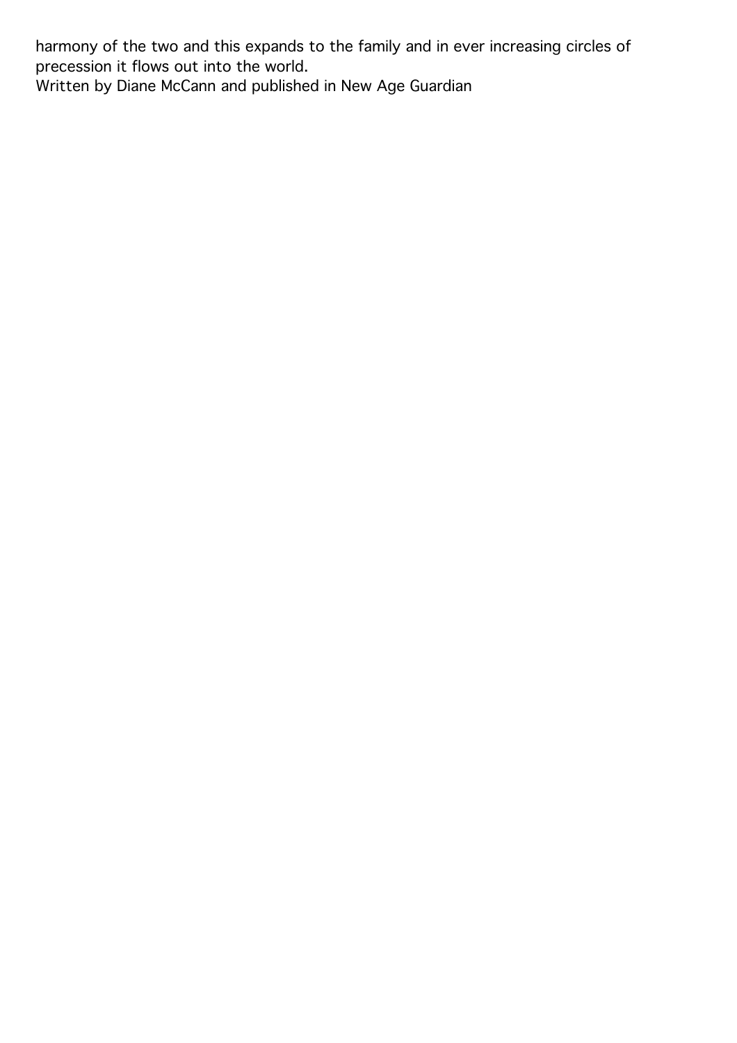harmony of the two and this expands to the family and in ever increasing circles of precession it flows out into the world.

Written by Diane McCann and published in New Age Guardian